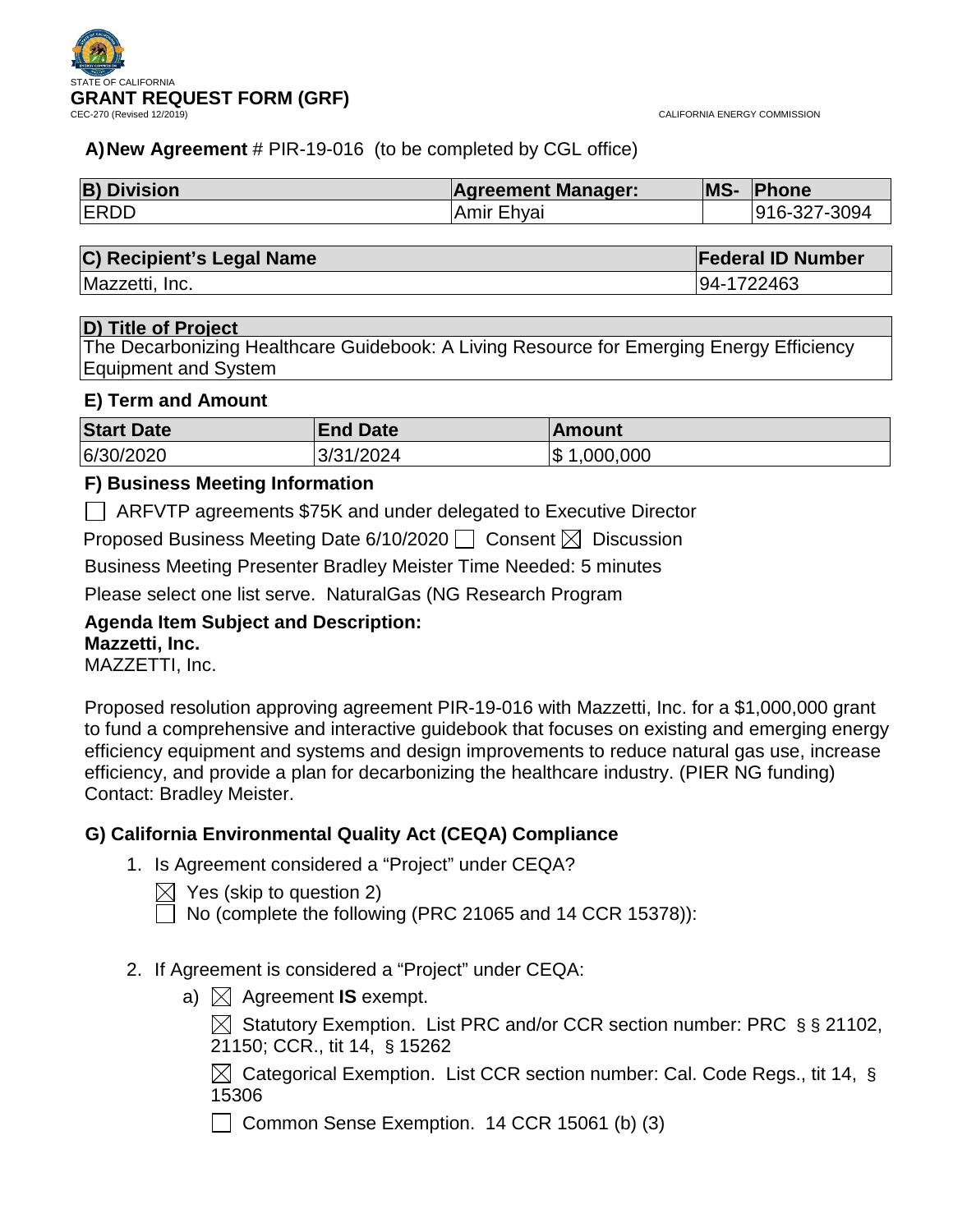STATE OF CALIFORNIA

# GRANT REQUEST FORM (GRF)

CEC-270 (Revised 12/2019) CALIFORNIA ENERGY COMMISSION

**A) New Agreement** # PIR-19-016 (to be completed by CGL office)

| B) Division | Agreement Manager: | MS- | Phone |
|---|---|---|---|
| ERDD | Amir Ehyai | | 916-327-3094 |

| C) Recipient's Legal Name | Federal ID Number |
|---|---|
| Mazzetti, Inc. | 94-1722463 |

| D) Title of Project |
|---|
| The Decarbonizing Healthcare Guidebook: A Living Resource for Emerging Energy Efficiency Equipment and System |

**E) Term and Amount**

| Start Date | End Date | Amount |
|---|---|---|
| 6/30/2020 | 3/31/2024 | $ 1,000,000 |

**F) Business Meeting Information**

☐ ARFVTP agreements $75K and under delegated to Executive Director

Proposed Business Meeting Date 6/10/2020 ☐ Consent ☒ Discussion

Business Meeting Presenter Bradley Meister Time Needed: 5 minutes

Please select one list serve. NaturalGas (NG Research Program

**Agenda Item Subject and Description:**
**Mazzetti, Inc.**
MAZZETTI, Inc.

Proposed resolution approving agreement PIR-19-016 with Mazzetti, Inc. for a $1,000,000 grant to fund a comprehensive and interactive guidebook that focuses on existing and emerging energy efficiency equipment and systems and design improvements to reduce natural gas use, increase efficiency, and provide a plan for decarbonizing the healthcare industry. (PIER NG funding) Contact: Bradley Meister.

**G) California Environmental Quality Act (CEQA) Compliance**

1. Is Agreement considered a "Project" under CEQA?

   ☒ Yes (skip to question 2)
   ☐ No (complete the following (PRC 21065 and 14 CCR 15378)):

2. If Agreement is considered a "Project" under CEQA:

   a) ☒ Agreement **IS** exempt.

      ☒ Statutory Exemption. List PRC and/or CCR section number: PRC §§ 21102, 21150; CCR., tit 14, § 15262

      ☒ Categorical Exemption. List CCR section number: Cal. Code Regs., tit 14, § 15306

      ☐ Common Sense Exemption. 14 CCR 15061 (b) (3)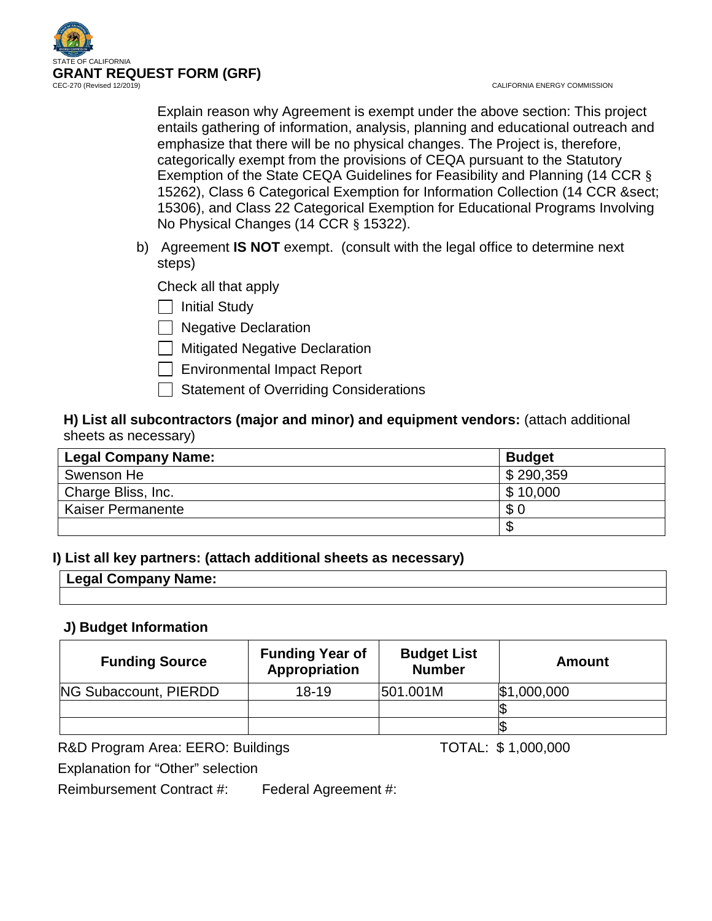Explain reason why Agreement is exempt under the above section: This project entails gathering of information, analysis, planning and educational outreach and emphasize that there will be no physical changes. The Project is, therefore, categorically exempt from the provisions of CEQA pursuant to the Statutory Exemption of the State CEQA Guidelines for Feasibility and Planning (14 CCR § 15262), Class 6 Categorical Exemption for Information Collection (14 CCR &sect; 15306), and Class 22 Categorical Exemption for Educational Programs Involving No Physical Changes (14 CCR § 15322).

b) Agreement **IS NOT** exempt. (consult with the legal office to determine next steps)

Check all that apply

- ☐ Initial Study
- ☐ Negative Declaration
- ☐ Mitigated Negative Declaration
- ☐ Environmental Impact Report
- ☐ Statement of Overriding Considerations

**H) List all subcontractors (major and minor) and equipment vendors:** (attach additional sheets as necessary)

| Legal Company Name: | Budget |
|---|---|
| Swenson He | $ 290,359 |
| Charge Bliss, Inc. | $ 10,000 |
| Kaiser Permanente | $ 0 |
| | $ |

**I) List all key partners: (attach additional sheets as necessary)**

| Legal Company Name: |
|---|
| |

**J) Budget Information**

| Funding Source | Funding Year of Appropriation | Budget List Number | Amount |
|---|---|---|---|
| NG Subaccount, PIERDD | 18-19 | 501.001M | $1,000,000 |
| | | | $ |
| | | | $ |

R&D Program Area: EERO: Buildings TOTAL: $ 1,000,000

Explanation for "Other" selection

Reimbursement Contract #: Federal Agreement #: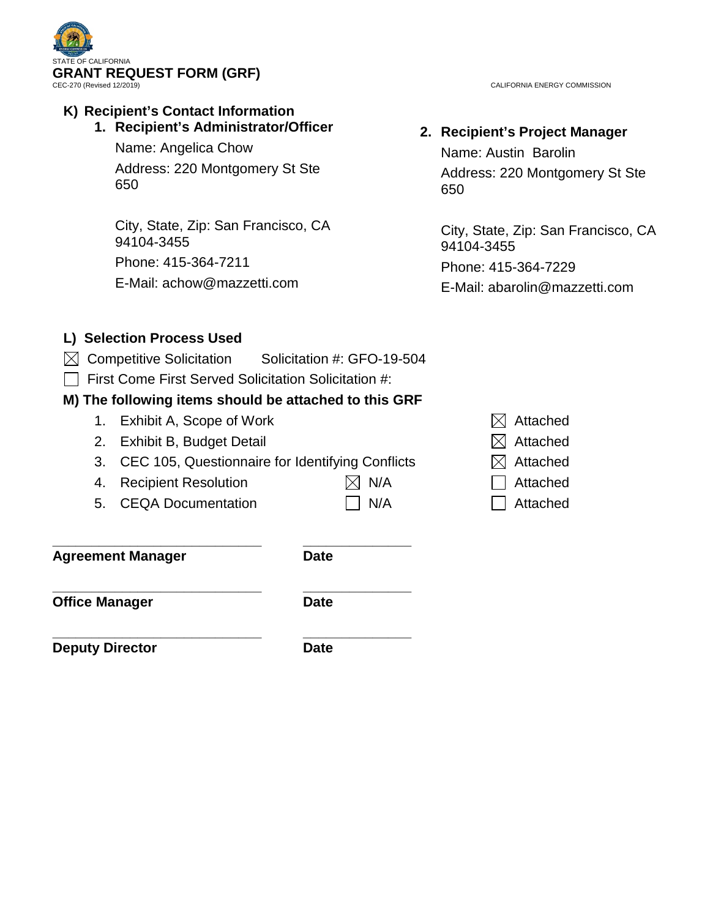STATE OF CALIFORNIA

**GRANT REQUEST FORM (GRF)**

CEC-270 (Revised 12/2019)

CALIFORNIA ENERGY COMMISSION

## K) Recipient's Contact Information

### 1. Recipient's Administrator/Officer

Name: Angelica Chow

Address: 220 Montgomery St Ste 650

City, State, Zip: San Francisco, CA 94104-3455

Phone: 415-364-7211

E-Mail: achow@mazzetti.com

### 2. Recipient's Project Manager

Name: Austin Barolin

Address: 220 Montgomery St Ste 650

City, State, Zip: San Francisco, CA 94104-3455

Phone: 415-364-7229

E-Mail: abarolin@mazzetti.com

## L) Selection Process Used

☒ Competitive Solicitation Solicitation #: GFO-19-504

☐ First Come First Served Solicitation Solicitation #:

## M) The following items should be attached to this GRF

| # | Item | N/A | Attached |
|---|---|---|---|
| 1. | Exhibit A, Scope of Work | | ☒ Attached |
| 2. | Exhibit B, Budget Detail | | ☒ Attached |
| 3. | CEC 105, Questionnaire for Identifying Conflicts | | ☒ Attached |
| 4. | Recipient Resolution | ☒ N/A | ☐ Attached |
| 5. | CEQA Documentation | ☐ N/A | ☐ Attached |

| | |
|---|---|
| ______________________________ | _______________ |
| **Agreement Manager** | **Date** |
| ______________________________ | _______________ |
| **Office Manager** | **Date** |
| ______________________________ | _______________ |
| **Deputy Director** | **Date** |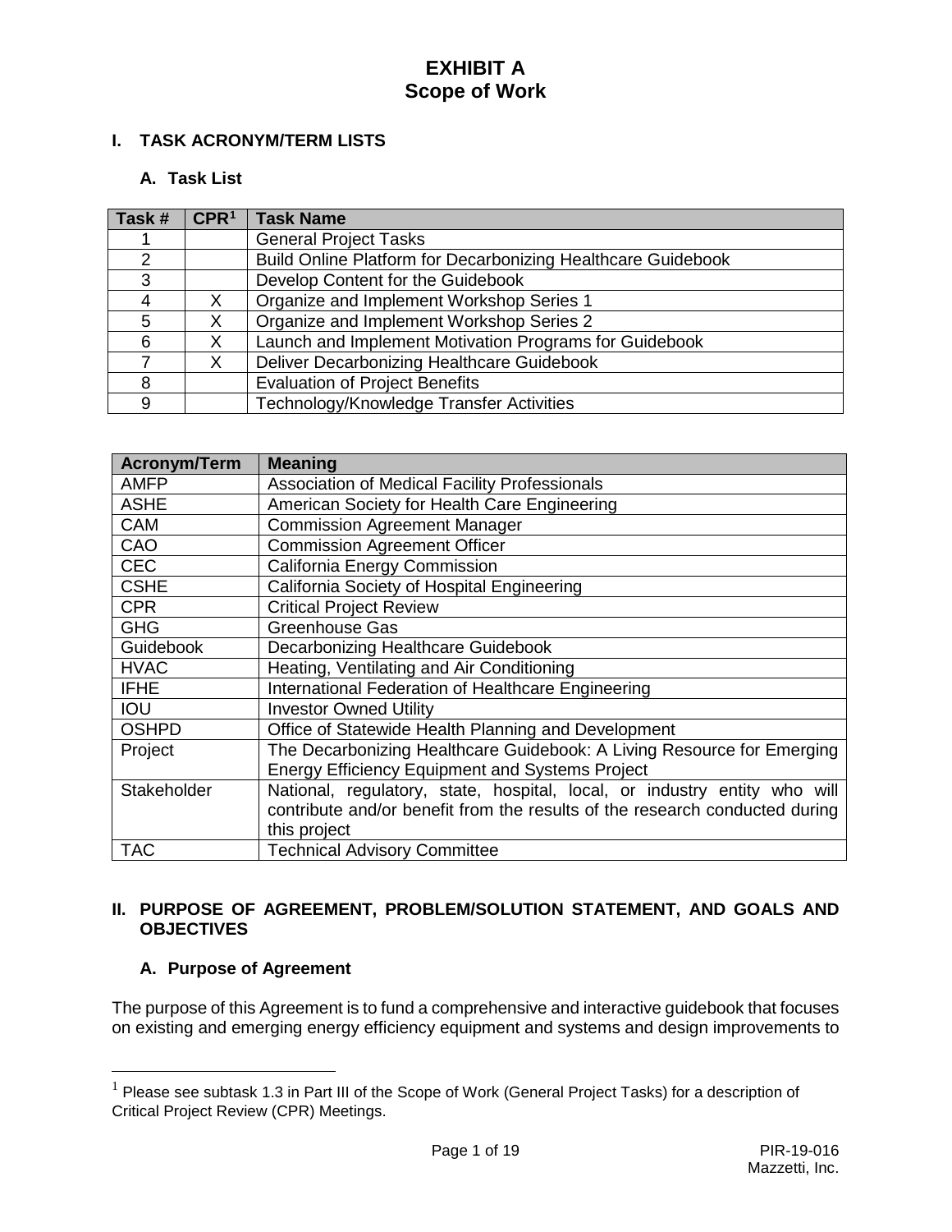# EXHIBIT A
# Scope of Work

## I. TASK ACRONYM/TERM LISTS

### A. Task List

| Task # | CPR[1] | Task Name |
|---|---|---|
| 1 | | General Project Tasks |
| 2 | | Build Online Platform for Decarbonizing Healthcare Guidebook |
| 3 | | Develop Content for the Guidebook |
| 4 | X | Organize and Implement Workshop Series 1 |
| 5 | X | Organize and Implement Workshop Series 2 |
| 6 | X | Launch and Implement Motivation Programs for Guidebook |
| 7 | X | Deliver Decarbonizing Healthcare Guidebook |
| 8 | | Evaluation of Project Benefits |
| 9 | | Technology/Knowledge Transfer Activities |

| Acronym/Term | Meaning |
|---|---|
| AMFP | Association of Medical Facility Professionals |
| ASHE | American Society for Health Care Engineering |
| CAM | Commission Agreement Manager |
| CAO | Commission Agreement Officer |
| CEC | California Energy Commission |
| CSHE | California Society of Hospital Engineering |
| CPR | Critical Project Review |
| GHG | Greenhouse Gas |
| Guidebook | Decarbonizing Healthcare Guidebook |
| HVAC | Heating, Ventilating and Air Conditioning |
| IFHE | International Federation of Healthcare Engineering |
| IOU | Investor Owned Utility |
| OSHPD | Office of Statewide Health Planning and Development |
| Project | The Decarbonizing Healthcare Guidebook: A Living Resource for Emerging Energy Efficiency Equipment and Systems Project |
| Stakeholder | National, regulatory, state, hospital, local, or industry entity who will contribute and/or benefit from the results of the research conducted during this project |
| TAC | Technical Advisory Committee |

## II. PURPOSE OF AGREEMENT, PROBLEM/SOLUTION STATEMENT, AND GOALS AND OBJECTIVES

### A. Purpose of Agreement

The purpose of this Agreement is to fund a comprehensive and interactive guidebook that focuses on existing and emerging energy efficiency equipment and systems and design improvements to

[1] Please see subtask 1.3 in Part III of the Scope of Work (General Project Tasks) for a description of Critical Project Review (CPR) Meetings.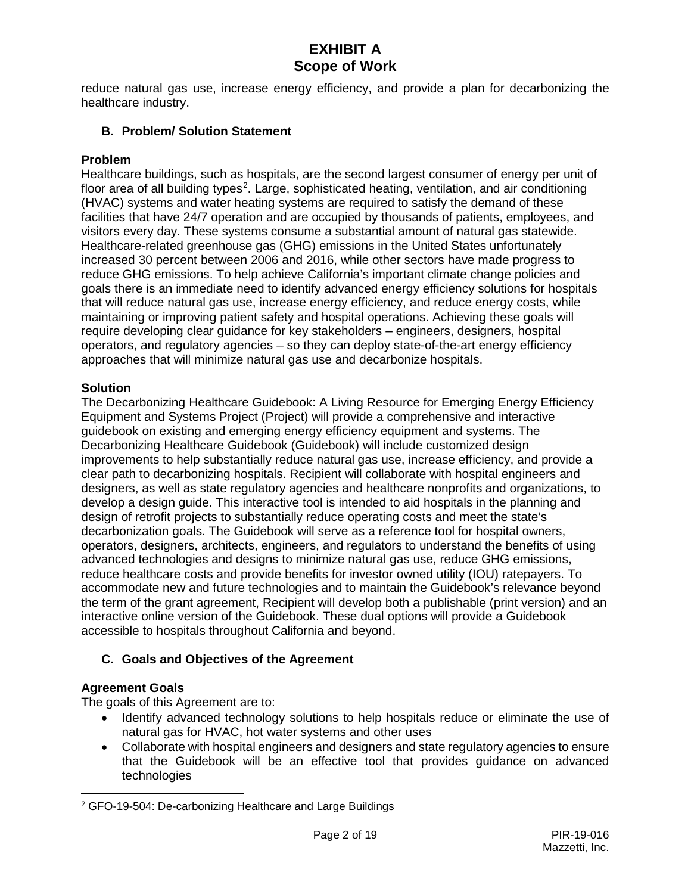reduce natural gas use, increase energy efficiency, and provide a plan for decarbonizing the healthcare industry.

### B. Problem/ Solution Statement

**Problem**

Healthcare buildings, such as hospitals, are the second largest consumer of energy per unit of floor area of all building types[2]. Large, sophisticated heating, ventilation, and air conditioning (HVAC) systems and water heating systems are required to satisfy the demand of these facilities that have 24/7 operation and are occupied by thousands of patients, employees, and visitors every day. These systems consume a substantial amount of natural gas statewide. Healthcare-related greenhouse gas (GHG) emissions in the United States unfortunately increased 30 percent between 2006 and 2016, while other sectors have made progress to reduce GHG emissions. To help achieve California's important climate change policies and goals there is an immediate need to identify advanced energy efficiency solutions for hospitals that will reduce natural gas use, increase energy efficiency, and reduce energy costs, while maintaining or improving patient safety and hospital operations. Achieving these goals will require developing clear guidance for key stakeholders – engineers, designers, hospital operators, and regulatory agencies – so they can deploy state-of-the-art energy efficiency approaches that will minimize natural gas use and decarbonize hospitals.

**Solution**

The Decarbonizing Healthcare Guidebook: A Living Resource for Emerging Energy Efficiency Equipment and Systems Project (Project) will provide a comprehensive and interactive guidebook on existing and emerging energy efficiency equipment and systems. The Decarbonizing Healthcare Guidebook (Guidebook) will include customized design improvements to help substantially reduce natural gas use, increase efficiency, and provide a clear path to decarbonizing hospitals. Recipient will collaborate with hospital engineers and designers, as well as state regulatory agencies and healthcare nonprofits and organizations, to develop a design guide. This interactive tool is intended to aid hospitals in the planning and design of retrofit projects to substantially reduce operating costs and meet the state's decarbonization goals. The Guidebook will serve as a reference tool for hospital owners, operators, designers, architects, engineers, and regulators to understand the benefits of using advanced technologies and designs to minimize natural gas use, reduce GHG emissions, reduce healthcare costs and provide benefits for investor owned utility (IOU) ratepayers. To accommodate new and future technologies and to maintain the Guidebook's relevance beyond the term of the grant agreement, Recipient will develop both a publishable (print version) and an interactive online version of the Guidebook. These dual options will provide a Guidebook accessible to hospitals throughout California and beyond.

### C. Goals and Objectives of the Agreement

**Agreement Goals**

The goals of this Agreement are to:

- Identify advanced technology solutions to help hospitals reduce or eliminate the use of natural gas for HVAC, hot water systems and other uses
- Collaborate with hospital engineers and designers and state regulatory agencies to ensure that the Guidebook will be an effective tool that provides guidance on advanced technologies

[2] GFO-19-504: De-carbonizing Healthcare and Large Buildings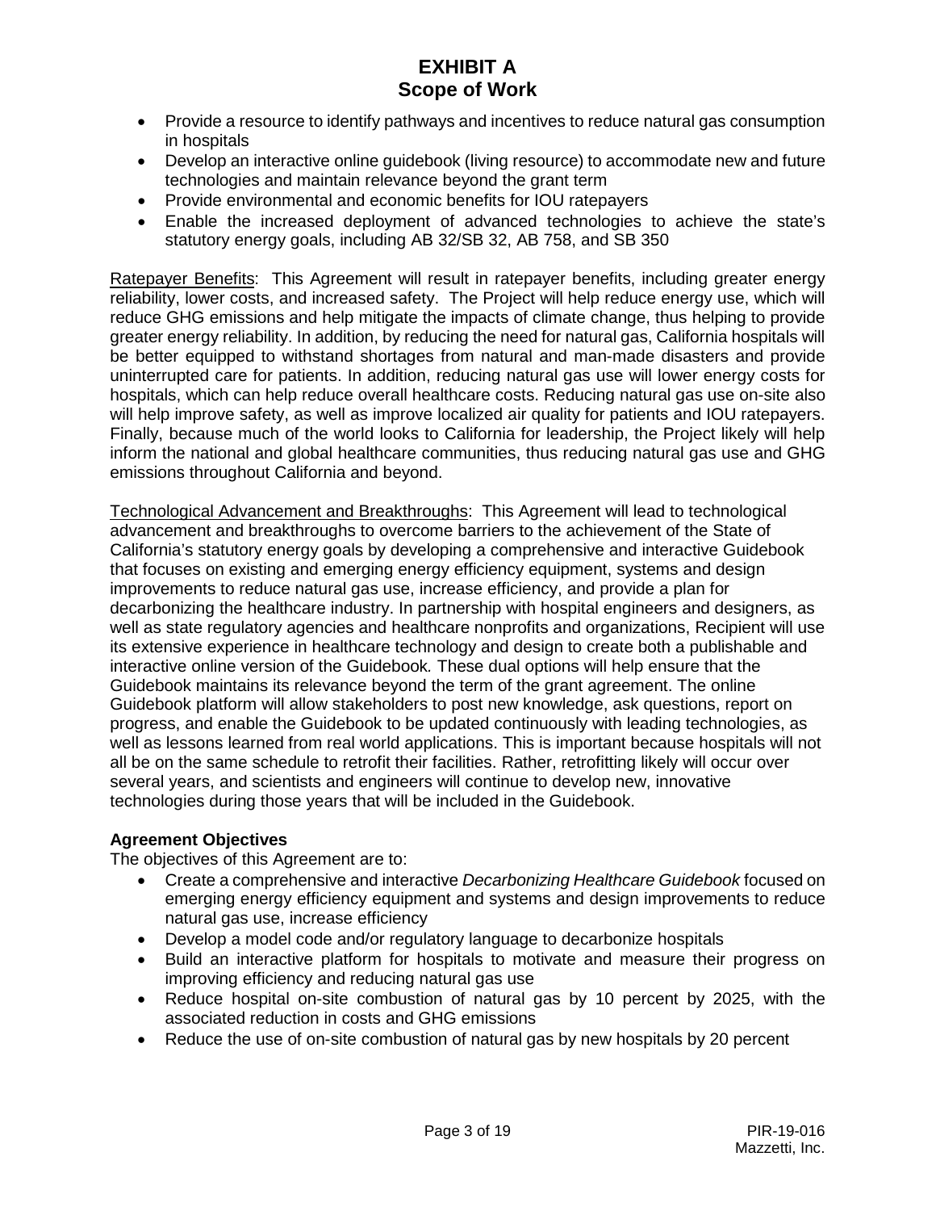- Provide a resource to identify pathways and incentives to reduce natural gas consumption in hospitals
- Develop an interactive online guidebook (living resource) to accommodate new and future technologies and maintain relevance beyond the grant term
- Provide environmental and economic benefits for IOU ratepayers
- Enable the increased deployment of advanced technologies to achieve the state's statutory energy goals, including AB 32/SB 32, AB 758, and SB 350

Ratepayer Benefits: This Agreement will result in ratepayer benefits, including greater energy reliability, lower costs, and increased safety. The Project will help reduce energy use, which will reduce GHG emissions and help mitigate the impacts of climate change, thus helping to provide greater energy reliability. In addition, by reducing the need for natural gas, California hospitals will be better equipped to withstand shortages from natural and man-made disasters and provide uninterrupted care for patients. In addition, reducing natural gas use will lower energy costs for hospitals, which can help reduce overall healthcare costs. Reducing natural gas use on-site also will help improve safety, as well as improve localized air quality for patients and IOU ratepayers. Finally, because much of the world looks to California for leadership, the Project likely will help inform the national and global healthcare communities, thus reducing natural gas use and GHG emissions throughout California and beyond.

Technological Advancement and Breakthroughs: This Agreement will lead to technological advancement and breakthroughs to overcome barriers to the achievement of the State of California's statutory energy goals by developing a comprehensive and interactive Guidebook that focuses on existing and emerging energy efficiency equipment, systems and design improvements to reduce natural gas use, increase efficiency, and provide a plan for decarbonizing the healthcare industry. In partnership with hospital engineers and designers, as well as state regulatory agencies and healthcare nonprofits and organizations, Recipient will use its extensive experience in healthcare technology and design to create both a publishable and interactive online version of the Guidebook*.* These dual options will help ensure that the Guidebook maintains its relevance beyond the term of the grant agreement. The online Guidebook platform will allow stakeholders to post new knowledge, ask questions, report on progress, and enable the Guidebook to be updated continuously with leading technologies, as well as lessons learned from real world applications. This is important because hospitals will not all be on the same schedule to retrofit their facilities. Rather, retrofitting likely will occur over several years, and scientists and engineers will continue to develop new, innovative technologies during those years that will be included in the Guidebook.

**Agreement Objectives**

The objectives of this Agreement are to:

- Create a comprehensive and interactive *Decarbonizing Healthcare Guidebook* focused on emerging energy efficiency equipment and systems and design improvements to reduce natural gas use, increase efficiency
- Develop a model code and/or regulatory language to decarbonize hospitals
- Build an interactive platform for hospitals to motivate and measure their progress on improving efficiency and reducing natural gas use
- Reduce hospital on-site combustion of natural gas by 10 percent by 2025, with the associated reduction in costs and GHG emissions
- Reduce the use of on-site combustion of natural gas by new hospitals by 20 percent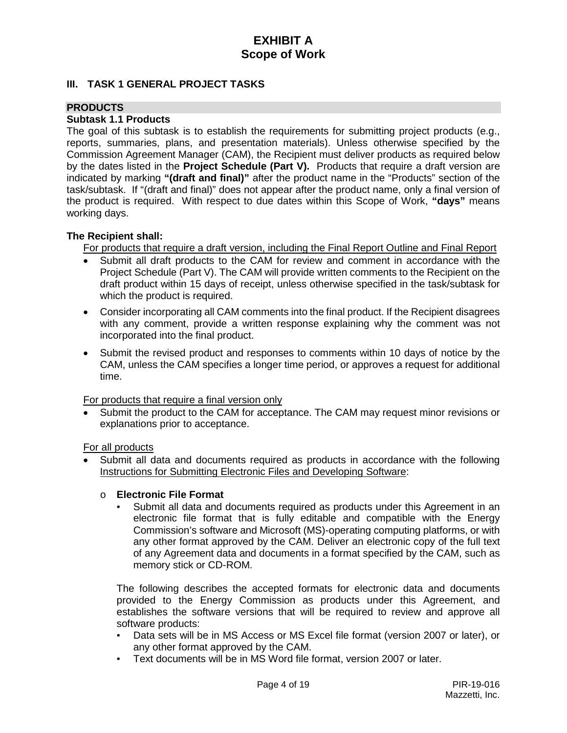# EXHIBIT A
# Scope of Work

## III. TASK 1 GENERAL PROJECT TASKS

### PRODUCTS

**Subtask 1.1 Products**

The goal of this subtask is to establish the requirements for submitting project products (e.g., reports, summaries, plans, and presentation materials). Unless otherwise specified by the Commission Agreement Manager (CAM), the Recipient must deliver products as required below by the dates listed in the **Project Schedule (Part V).** Products that require a draft version are indicated by marking **"(draft and final)"** after the product name in the "Products" section of the task/subtask. If "(draft and final)" does not appear after the product name, only a final version of the product is required. With respect to due dates within this Scope of Work, **"days"** means working days.

**The Recipient shall:**

For products that require a draft version, including the Final Report Outline and Final Report

- Submit all draft products to the CAM for review and comment in accordance with the Project Schedule (Part V). The CAM will provide written comments to the Recipient on the draft product within 15 days of receipt, unless otherwise specified in the task/subtask for which the product is required.
- Consider incorporating all CAM comments into the final product. If the Recipient disagrees with any comment, provide a written response explaining why the comment was not incorporated into the final product.
- Submit the revised product and responses to comments within 10 days of notice by the CAM, unless the CAM specifies a longer time period, or approves a request for additional time.

For products that require a final version only

- Submit the product to the CAM for acceptance. The CAM may request minor revisions or explanations prior to acceptance.

For all products

- Submit all data and documents required as products in accordance with the following Instructions for Submitting Electronic Files and Developing Software:
  - **Electronic File Format**
    - Submit all data and documents required as products under this Agreement in an electronic file format that is fully editable and compatible with the Energy Commission's software and Microsoft (MS)-operating computing platforms, or with any other format approved by the CAM. Deliver an electronic copy of the full text of any Agreement data and documents in a format specified by the CAM, such as memory stick or CD-ROM.

    The following describes the accepted formats for electronic data and documents provided to the Energy Commission as products under this Agreement, and establishes the software versions that will be required to review and approve all software products:

    - Data sets will be in MS Access or MS Excel file format (version 2007 or later), or any other format approved by the CAM.
    - Text documents will be in MS Word file format, version 2007 or later.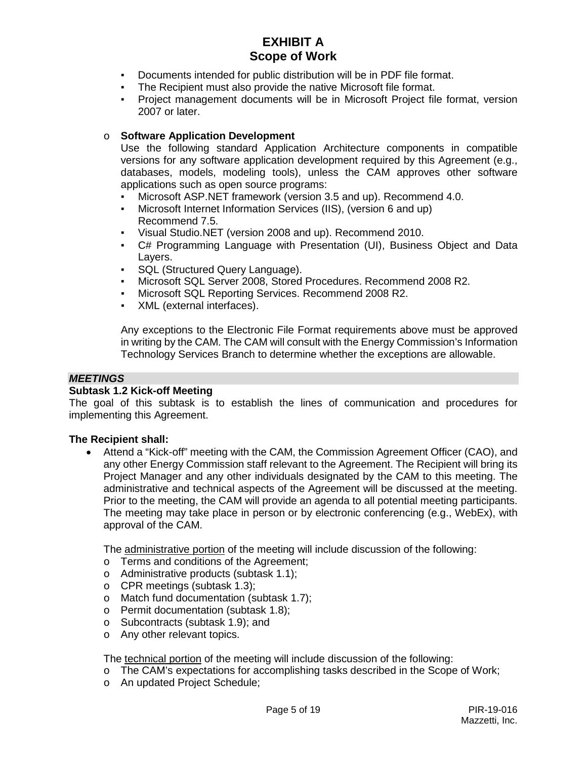- Documents intended for public distribution will be in PDF file format.
- The Recipient must also provide the native Microsoft file format.
- Project management documents will be in Microsoft Project file format, version 2007 or later.

- **Software Application Development**

  Use the following standard Application Architecture components in compatible versions for any software application development required by this Agreement (e.g., databases, models, modeling tools), unless the CAM approves other software applications such as open source programs:
  - Microsoft ASP.NET framework (version 3.5 and up). Recommend 4.0.
  - Microsoft Internet Information Services (IIS), (version 6 and up) Recommend 7.5.
  - Visual Studio.NET (version 2008 and up). Recommend 2010.
  - C# Programming Language with Presentation (UI), Business Object and Data Layers.
  - SQL (Structured Query Language).
  - Microsoft SQL Server 2008, Stored Procedures. Recommend 2008 R2.
  - Microsoft SQL Reporting Services. Recommend 2008 R2.
  - XML (external interfaces).

  Any exceptions to the Electronic File Format requirements above must be approved in writing by the CAM. The CAM will consult with the Energy Commission's Information Technology Services Branch to determine whether the exceptions are allowable.

***MEETINGS***

**Subtask 1.2 Kick-off Meeting**

The goal of this subtask is to establish the lines of communication and procedures for implementing this Agreement.

**The Recipient shall:**

- Attend a "Kick-off" meeting with the CAM, the Commission Agreement Officer (CAO), and any other Energy Commission staff relevant to the Agreement. The Recipient will bring its Project Manager and any other individuals designated by the CAM to this meeting. The administrative and technical aspects of the Agreement will be discussed at the meeting. Prior to the meeting, the CAM will provide an agenda to all potential meeting participants. The meeting may take place in person or by electronic conferencing (e.g., WebEx), with approval of the CAM.

  The administrative portion of the meeting will include discussion of the following:
  - Terms and conditions of the Agreement;
  - Administrative products (subtask 1.1);
  - CPR meetings (subtask 1.3);
  - Match fund documentation (subtask 1.7);
  - Permit documentation (subtask 1.8);
  - Subcontracts (subtask 1.9); and
  - Any other relevant topics.

  The technical portion of the meeting will include discussion of the following:
  - The CAM's expectations for accomplishing tasks described in the Scope of Work;
  - An updated Project Schedule;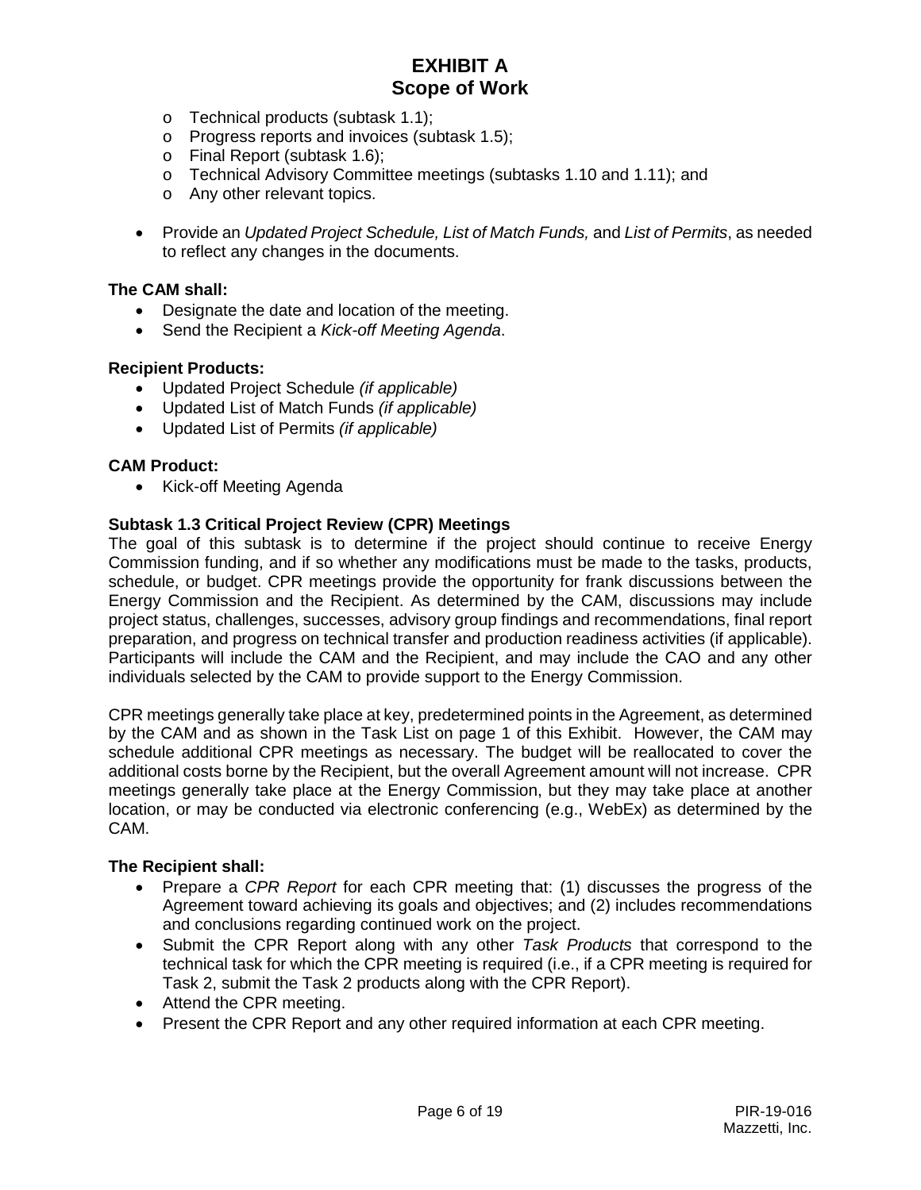- Technical products (subtask 1.1);
  - Progress reports and invoices (subtask 1.5);
  - Final Report (subtask 1.6);
  - Technical Advisory Committee meetings (subtasks 1.10 and 1.11); and
  - Any other relevant topics.
- Provide an *Updated Project Schedule, List of Match Funds,* and *List of Permits*, as needed to reflect any changes in the documents.

**The CAM shall:**

- Designate the date and location of the meeting.
- Send the Recipient a *Kick-off Meeting Agenda*.

**Recipient Products:**

- Updated Project Schedule *(if applicable)*
- Updated List of Match Funds *(if applicable)*
- Updated List of Permits *(if applicable)*

**CAM Product:**

- Kick-off Meeting Agenda

**Subtask 1.3 Critical Project Review (CPR) Meetings**

The goal of this subtask is to determine if the project should continue to receive Energy Commission funding, and if so whether any modifications must be made to the tasks, products, schedule, or budget. CPR meetings provide the opportunity for frank discussions between the Energy Commission and the Recipient. As determined by the CAM, discussions may include project status, challenges, successes, advisory group findings and recommendations, final report preparation, and progress on technical transfer and production readiness activities (if applicable). Participants will include the CAM and the Recipient, and may include the CAO and any other individuals selected by the CAM to provide support to the Energy Commission.

CPR meetings generally take place at key, predetermined points in the Agreement, as determined by the CAM and as shown in the Task List on page 1 of this Exhibit. However, the CAM may schedule additional CPR meetings as necessary. The budget will be reallocated to cover the additional costs borne by the Recipient, but the overall Agreement amount will not increase. CPR meetings generally take place at the Energy Commission, but they may take place at another location, or may be conducted via electronic conferencing (e.g., WebEx) as determined by the CAM.

**The Recipient shall:**

- Prepare a *CPR Report* for each CPR meeting that: (1) discusses the progress of the Agreement toward achieving its goals and objectives; and (2) includes recommendations and conclusions regarding continued work on the project.
- Submit the CPR Report along with any other *Task Products* that correspond to the technical task for which the CPR meeting is required (i.e., if a CPR meeting is required for Task 2, submit the Task 2 products along with the CPR Report).
- Attend the CPR meeting.
- Present the CPR Report and any other required information at each CPR meeting.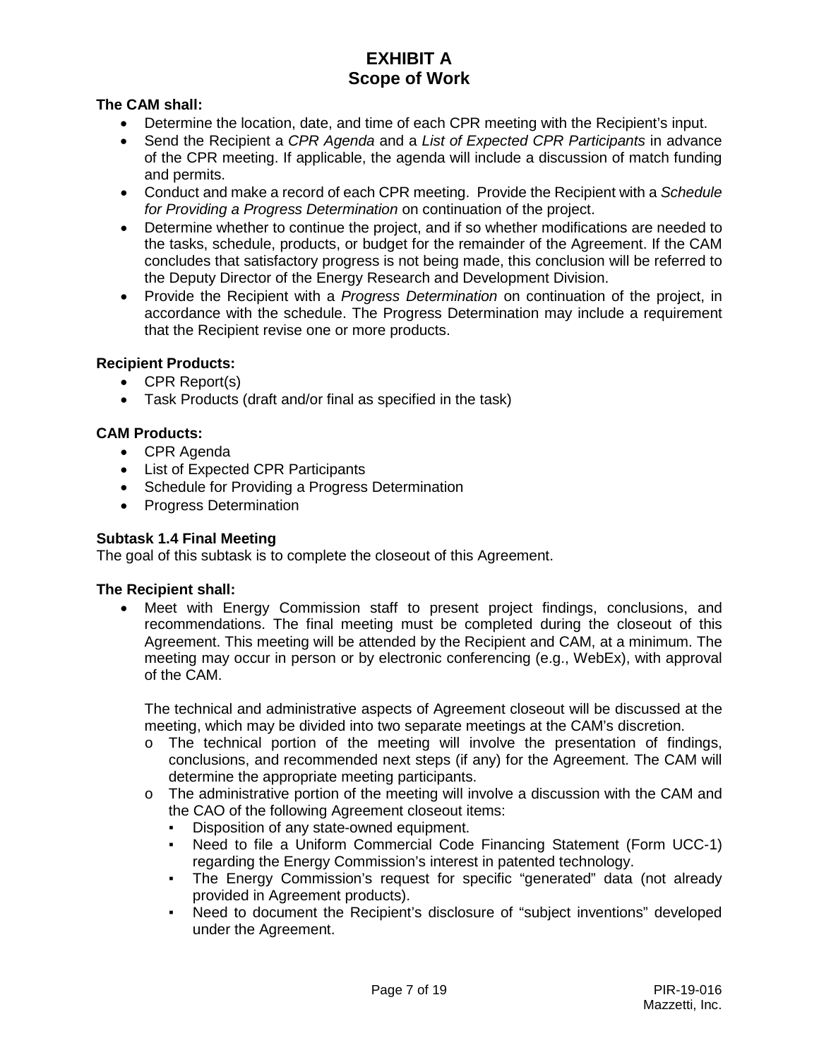# EXHIBIT A
# Scope of Work

**The CAM shall:**

- Determine the location, date, and time of each CPR meeting with the Recipient's input.
- Send the Recipient a *CPR Agenda* and a *List of Expected CPR Participants* in advance of the CPR meeting. If applicable, the agenda will include a discussion of match funding and permits.
- Conduct and make a record of each CPR meeting. Provide the Recipient with a *Schedule for Providing a Progress Determination* on continuation of the project.
- Determine whether to continue the project, and if so whether modifications are needed to the tasks, schedule, products, or budget for the remainder of the Agreement. If the CAM concludes that satisfactory progress is not being made, this conclusion will be referred to the Deputy Director of the Energy Research and Development Division.
- Provide the Recipient with a *Progress Determination* on continuation of the project, in accordance with the schedule. The Progress Determination may include a requirement that the Recipient revise one or more products.

**Recipient Products:**

- CPR Report(s)
- Task Products (draft and/or final as specified in the task)

**CAM Products:**

- CPR Agenda
- List of Expected CPR Participants
- Schedule for Providing a Progress Determination
- Progress Determination

**Subtask 1.4 Final Meeting**

The goal of this subtask is to complete the closeout of this Agreement.

**The Recipient shall:**

- Meet with Energy Commission staff to present project findings, conclusions, and recommendations. The final meeting must be completed during the closeout of this Agreement. This meeting will be attended by the Recipient and CAM, at a minimum. The meeting may occur in person or by electronic conferencing (e.g., WebEx), with approval of the CAM.

  The technical and administrative aspects of Agreement closeout will be discussed at the meeting, which may be divided into two separate meetings at the CAM's discretion.

  - The technical portion of the meeting will involve the presentation of findings, conclusions, and recommended next steps (if any) for the Agreement. The CAM will determine the appropriate meeting participants.
  - The administrative portion of the meeting will involve a discussion with the CAM and the CAO of the following Agreement closeout items:
    - Disposition of any state-owned equipment.
    - Need to file a Uniform Commercial Code Financing Statement (Form UCC-1) regarding the Energy Commission's interest in patented technology.
    - The Energy Commission's request for specific "generated" data (not already provided in Agreement products).
    - Need to document the Recipient's disclosure of "subject inventions" developed under the Agreement.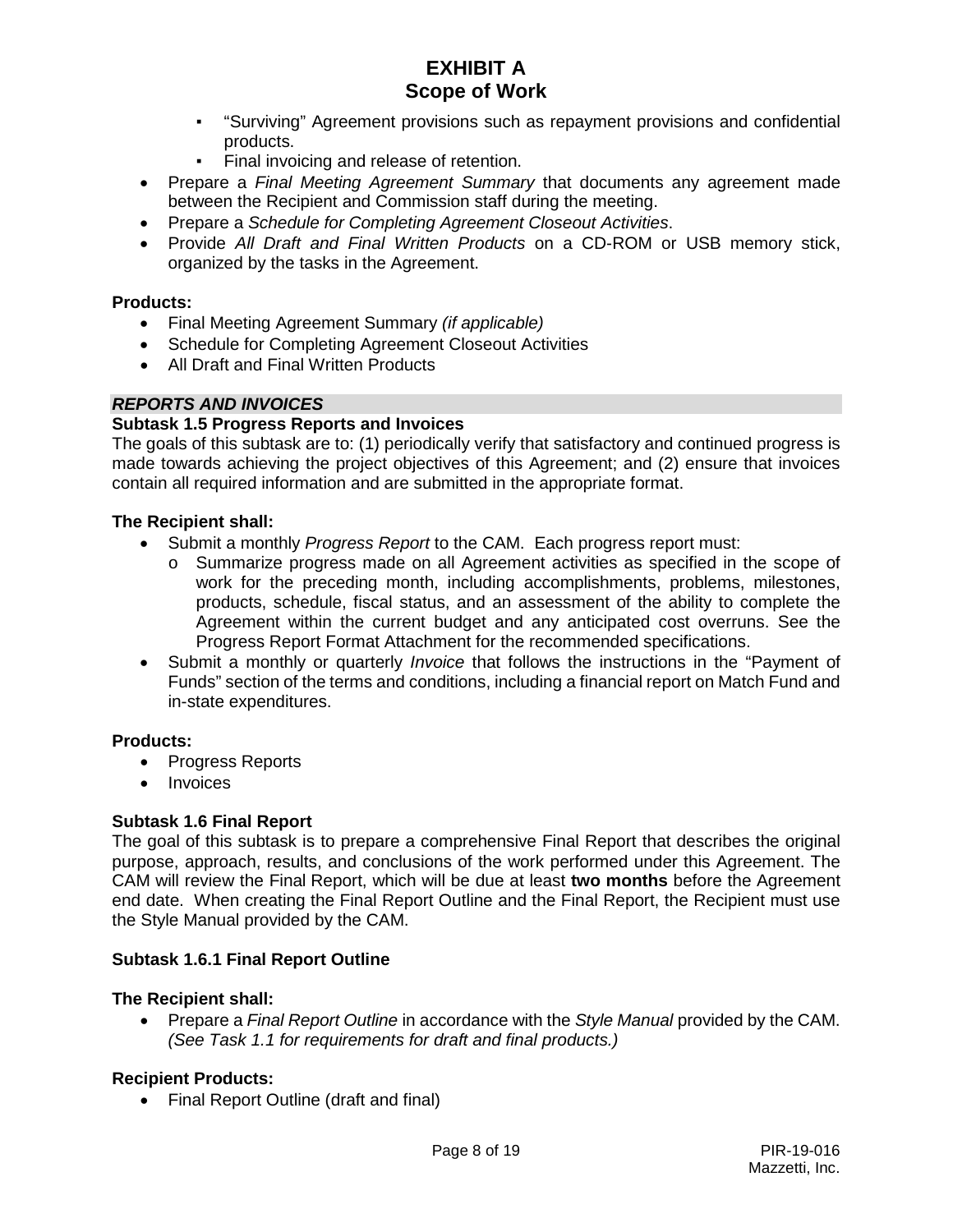- "Surviving" Agreement provisions such as repayment provisions and confidential products.
    - Final invoicing and release of retention.
- Prepare a *Final Meeting Agreement Summary* that documents any agreement made between the Recipient and Commission staff during the meeting.
- Prepare a *Schedule for Completing Agreement Closeout Activities*.
- Provide *All Draft and Final Written Products* on a CD-ROM or USB memory stick, organized by the tasks in the Agreement.

**Products:**

- Final Meeting Agreement Summary *(if applicable)*
- Schedule for Completing Agreement Closeout Activities
- All Draft and Final Written Products

***REPORTS AND INVOICES***

**Subtask 1.5 Progress Reports and Invoices**

The goals of this subtask are to: (1) periodically verify that satisfactory and continued progress is made towards achieving the project objectives of this Agreement; and (2) ensure that invoices contain all required information and are submitted in the appropriate format.

**The Recipient shall:**

- Submit a monthly *Progress Report* to the CAM. Each progress report must:
    - Summarize progress made on all Agreement activities as specified in the scope of work for the preceding month, including accomplishments, problems, milestones, products, schedule, fiscal status, and an assessment of the ability to complete the Agreement within the current budget and any anticipated cost overruns. See the Progress Report Format Attachment for the recommended specifications.
- Submit a monthly or quarterly *Invoice* that follows the instructions in the "Payment of Funds" section of the terms and conditions, including a financial report on Match Fund and in-state expenditures.

**Products:**

- Progress Reports
- Invoices

**Subtask 1.6 Final Report**

The goal of this subtask is to prepare a comprehensive Final Report that describes the original purpose, approach, results, and conclusions of the work performed under this Agreement. The CAM will review the Final Report, which will be due at least **two months** before the Agreement end date. When creating the Final Report Outline and the Final Report, the Recipient must use the Style Manual provided by the CAM.

**Subtask 1.6.1 Final Report Outline**

**The Recipient shall:**

- Prepare a *Final Report Outline* in accordance with the *Style Manual* provided by the CAM. *(See Task 1.1 for requirements for draft and final products.)*

**Recipient Products:**

- Final Report Outline (draft and final)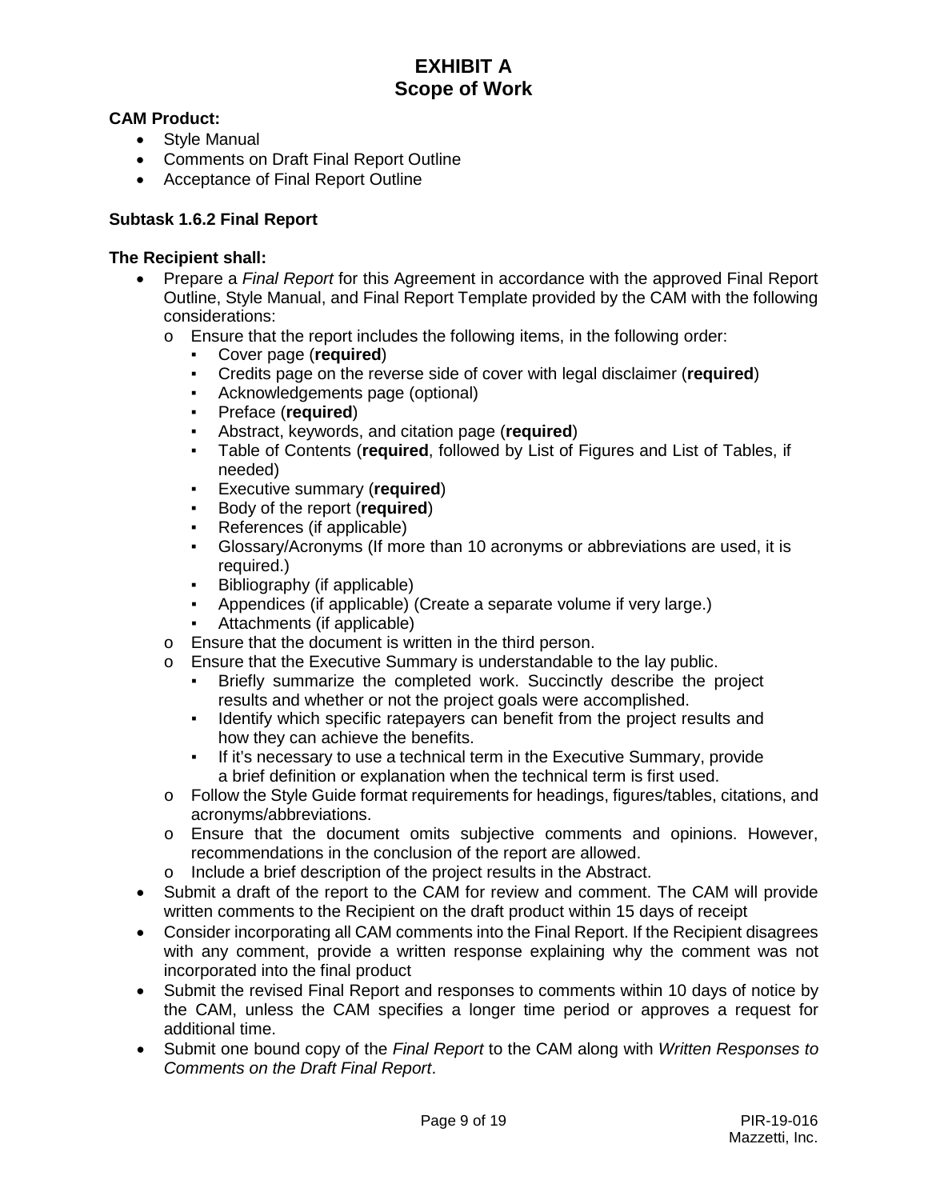# EXHIBIT A
# Scope of Work

**CAM Product:**

- Style Manual
- Comments on Draft Final Report Outline
- Acceptance of Final Report Outline

### Subtask 1.6.2 Final Report

**The Recipient shall:**

- Prepare a *Final Report* for this Agreement in accordance with the approved Final Report Outline, Style Manual, and Final Report Template provided by the CAM with the following considerations:
  - Ensure that the report includes the following items, in the following order:
    - Cover page (**required**)
    - Credits page on the reverse side of cover with legal disclaimer (**required**)
    - Acknowledgements page (optional)
    - Preface (**required**)
    - Abstract, keywords, and citation page (**required**)
    - Table of Contents (**required**, followed by List of Figures and List of Tables, if needed)
    - Executive summary (**required**)
    - Body of the report (**required**)
    - References (if applicable)
    - Glossary/Acronyms (If more than 10 acronyms or abbreviations are used, it is required.)
    - Bibliography (if applicable)
    - Appendices (if applicable) (Create a separate volume if very large.)
    - Attachments (if applicable)
  - Ensure that the document is written in the third person.
  - Ensure that the Executive Summary is understandable to the lay public.
    - Briefly summarize the completed work. Succinctly describe the project results and whether or not the project goals were accomplished.
    - Identify which specific ratepayers can benefit from the project results and how they can achieve the benefits.
    - If it's necessary to use a technical term in the Executive Summary, provide a brief definition or explanation when the technical term is first used.
  - Follow the Style Guide format requirements for headings, figures/tables, citations, and acronyms/abbreviations.
  - Ensure that the document omits subjective comments and opinions. However, recommendations in the conclusion of the report are allowed.
  - Include a brief description of the project results in the Abstract.
- Submit a draft of the report to the CAM for review and comment. The CAM will provide written comments to the Recipient on the draft product within 15 days of receipt
- Consider incorporating all CAM comments into the Final Report. If the Recipient disagrees with any comment, provide a written response explaining why the comment was not incorporated into the final product
- Submit the revised Final Report and responses to comments within 10 days of notice by the CAM, unless the CAM specifies a longer time period or approves a request for additional time.
- Submit one bound copy of the *Final Report* to the CAM along with *Written Responses to Comments on the Draft Final Report*.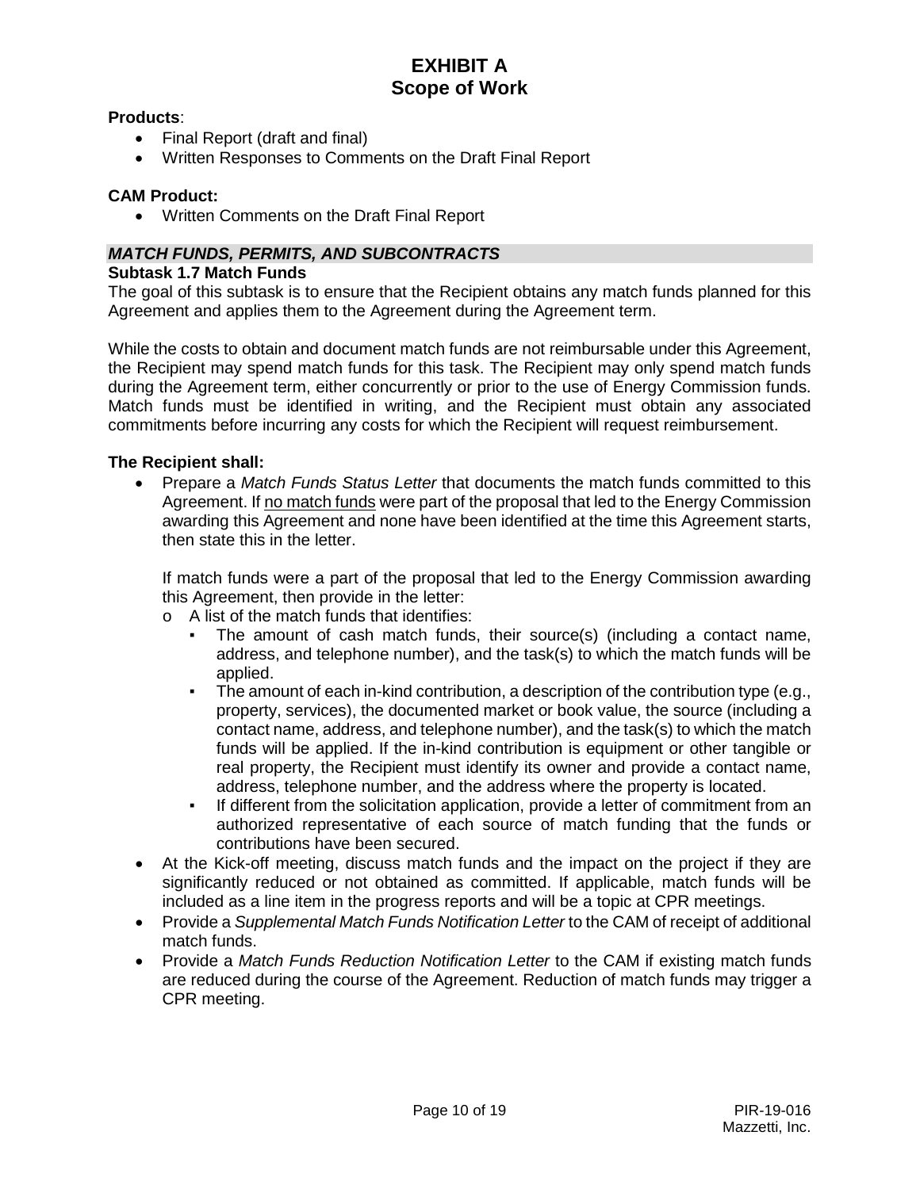**Products**:

- Final Report (draft and final)
- Written Responses to Comments on the Draft Final Report

**CAM Product:**

- Written Comments on the Draft Final Report

***MATCH FUNDS, PERMITS, AND SUBCONTRACTS***

**Subtask 1.7 Match Funds**

The goal of this subtask is to ensure that the Recipient obtains any match funds planned for this Agreement and applies them to the Agreement during the Agreement term.

While the costs to obtain and document match funds are not reimbursable under this Agreement, the Recipient may spend match funds for this task. The Recipient may only spend match funds during the Agreement term, either concurrently or prior to the use of Energy Commission funds. Match funds must be identified in writing, and the Recipient must obtain any associated commitments before incurring any costs for which the Recipient will request reimbursement.

**The Recipient shall:**

- Prepare a *Match Funds Status Letter* that documents the match funds committed to this Agreement. If no match funds were part of the proposal that led to the Energy Commission awarding this Agreement and none have been identified at the time this Agreement starts, then state this in the letter.

  If match funds were a part of the proposal that led to the Energy Commission awarding this Agreement, then provide in the letter:
  - A list of the match funds that identifies:
    - The amount of cash match funds, their source(s) (including a contact name, address, and telephone number), and the task(s) to which the match funds will be applied.
    - The amount of each in-kind contribution, a description of the contribution type (e.g., property, services), the documented market or book value, the source (including a contact name, address, and telephone number), and the task(s) to which the match funds will be applied. If the in-kind contribution is equipment or other tangible or real property, the Recipient must identify its owner and provide a contact name, address, telephone number, and the address where the property is located.
    - If different from the solicitation application, provide a letter of commitment from an authorized representative of each source of match funding that the funds or contributions have been secured.
- At the Kick-off meeting, discuss match funds and the impact on the project if they are significantly reduced or not obtained as committed. If applicable, match funds will be included as a line item in the progress reports and will be a topic at CPR meetings.
- Provide a *Supplemental Match Funds Notification Letter* to the CAM of receipt of additional match funds.
- Provide a *Match Funds Reduction Notification Letter* to the CAM if existing match funds are reduced during the course of the Agreement. Reduction of match funds may trigger a CPR meeting.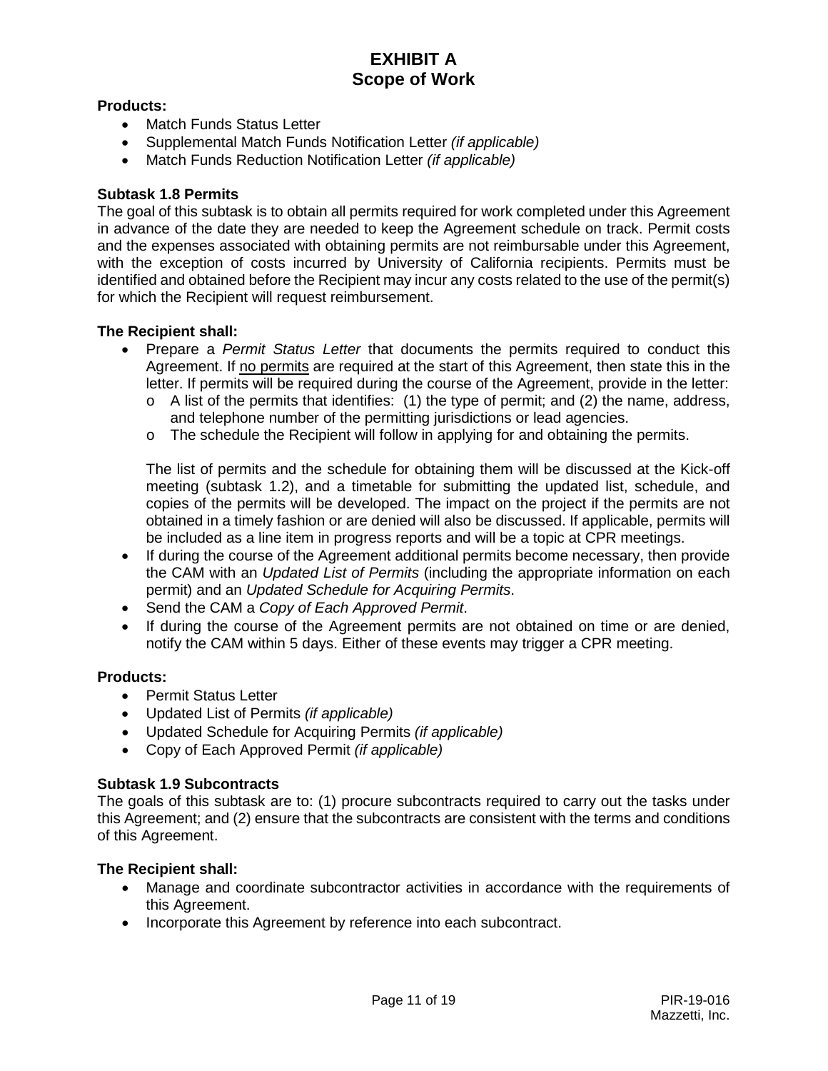**Products:**

- Match Funds Status Letter
- Supplemental Match Funds Notification Letter *(if applicable)*
- Match Funds Reduction Notification Letter *(if applicable)*

**Subtask 1.8 Permits**

The goal of this subtask is to obtain all permits required for work completed under this Agreement in advance of the date they are needed to keep the Agreement schedule on track. Permit costs and the expenses associated with obtaining permits are not reimbursable under this Agreement, with the exception of costs incurred by University of California recipients. Permits must be identified and obtained before the Recipient may incur any costs related to the use of the permit(s) for which the Recipient will request reimbursement.

**The Recipient shall:**

- Prepare a *Permit Status Letter* that documents the permits required to conduct this Agreement. If no permits are required at the start of this Agreement, then state this in the letter. If permits will be required during the course of the Agreement, provide in the letter:
  - A list of the permits that identifies: (1) the type of permit; and (2) the name, address, and telephone number of the permitting jurisdictions or lead agencies.
  - The schedule the Recipient will follow in applying for and obtaining the permits.

  The list of permits and the schedule for obtaining them will be discussed at the Kick-off meeting (subtask 1.2), and a timetable for submitting the updated list, schedule, and copies of the permits will be developed. The impact on the project if the permits are not obtained in a timely fashion or are denied will also be discussed. If applicable, permits will be included as a line item in progress reports and will be a topic at CPR meetings.
- If during the course of the Agreement additional permits become necessary, then provide the CAM with an *Updated List of Permits* (including the appropriate information on each permit) and an *Updated Schedule for Acquiring Permits*.
- Send the CAM a *Copy of Each Approved Permit*.
- If during the course of the Agreement permits are not obtained on time or are denied, notify the CAM within 5 days. Either of these events may trigger a CPR meeting.

**Products:**

- Permit Status Letter
- Updated List of Permits *(if applicable)*
- Updated Schedule for Acquiring Permits *(if applicable)*
- Copy of Each Approved Permit *(if applicable)*

**Subtask 1.9 Subcontracts**

The goals of this subtask are to: (1) procure subcontracts required to carry out the tasks under this Agreement; and (2) ensure that the subcontracts are consistent with the terms and conditions of this Agreement.

**The Recipient shall:**

- Manage and coordinate subcontractor activities in accordance with the requirements of this Agreement.
- Incorporate this Agreement by reference into each subcontract.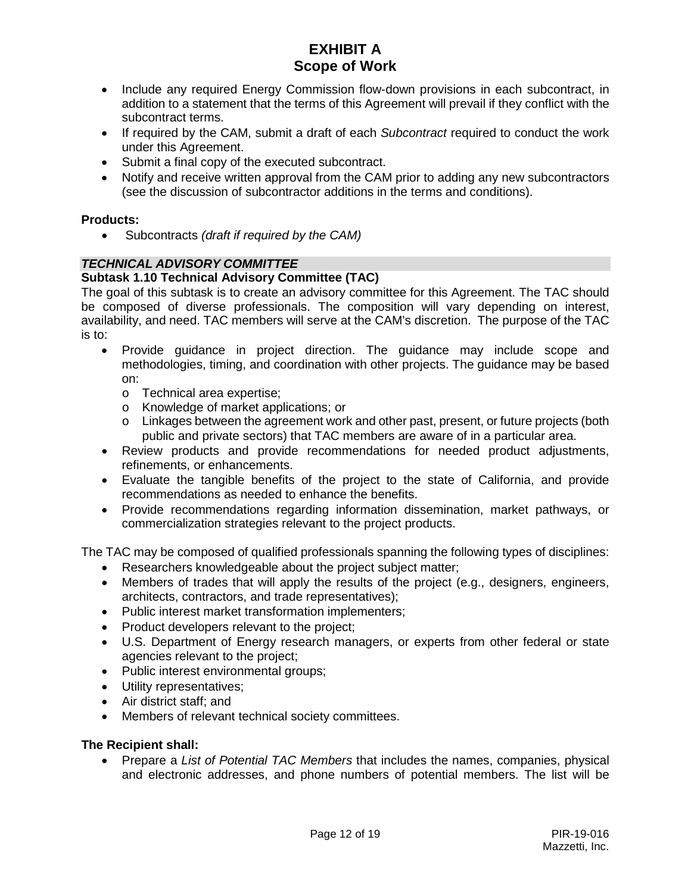- Include any required Energy Commission flow-down provisions in each subcontract, in addition to a statement that the terms of this Agreement will prevail if they conflict with the subcontract terms.
- If required by the CAM, submit a draft of each *Subcontract* required to conduct the work under this Agreement.
- Submit a final copy of the executed subcontract.
- Notify and receive written approval from the CAM prior to adding any new subcontractors (see the discussion of subcontractor additions in the terms and conditions).

**Products:**

- Subcontracts *(draft if required by the CAM)*

***TECHNICAL ADVISORY COMMITTEE***

**Subtask 1.10 Technical Advisory Committee (TAC)**

The goal of this subtask is to create an advisory committee for this Agreement. The TAC should be composed of diverse professionals. The composition will vary depending on interest, availability, and need. TAC members will serve at the CAM's discretion. The purpose of the TAC is to:

- Provide guidance in project direction. The guidance may include scope and methodologies, timing, and coordination with other projects. The guidance may be based on:
  - Technical area expertise;
  - Knowledge of market applications; or
  - Linkages between the agreement work and other past, present, or future projects (both public and private sectors) that TAC members are aware of in a particular area.
- Review products and provide recommendations for needed product adjustments, refinements, or enhancements.
- Evaluate the tangible benefits of the project to the state of California, and provide recommendations as needed to enhance the benefits.
- Provide recommendations regarding information dissemination, market pathways, or commercialization strategies relevant to the project products.

The TAC may be composed of qualified professionals spanning the following types of disciplines:

- Researchers knowledgeable about the project subject matter;
- Members of trades that will apply the results of the project (e.g., designers, engineers, architects, contractors, and trade representatives);
- Public interest market transformation implementers;
- Product developers relevant to the project;
- U.S. Department of Energy research managers, or experts from other federal or state agencies relevant to the project;
- Public interest environmental groups;
- Utility representatives;
- Air district staff; and
- Members of relevant technical society committees.

**The Recipient shall:**

- Prepare a *List of Potential TAC Members* that includes the names, companies, physical and electronic addresses, and phone numbers of potential members. The list will be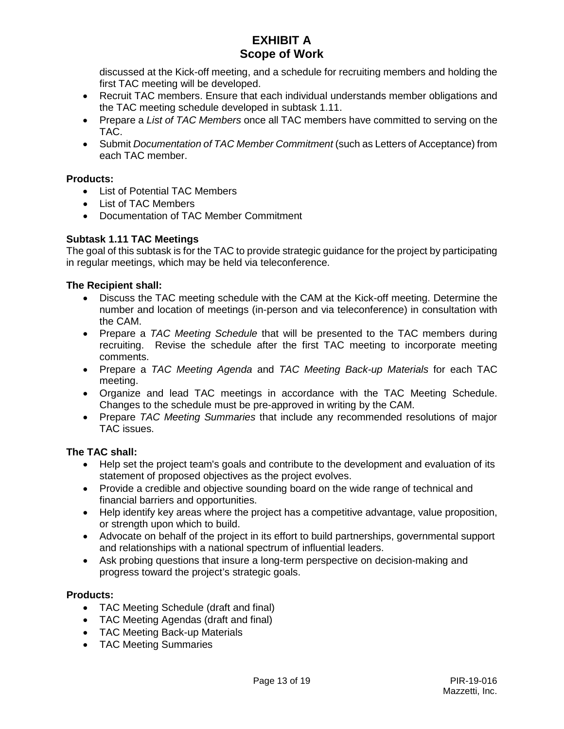discussed at the Kick-off meeting, and a schedule for recruiting members and holding the first TAC meeting will be developed.

- Recruit TAC members. Ensure that each individual understands member obligations and the TAC meeting schedule developed in subtask 1.11.
- Prepare a *List of TAC Members* once all TAC members have committed to serving on the TAC.
- Submit *Documentation of TAC Member Commitment* (such as Letters of Acceptance) from each TAC member.

**Products:**

- List of Potential TAC Members
- List of TAC Members
- Documentation of TAC Member Commitment

**Subtask 1.11 TAC Meetings**

The goal of this subtask is for the TAC to provide strategic guidance for the project by participating in regular meetings, which may be held via teleconference.

**The Recipient shall:**

- Discuss the TAC meeting schedule with the CAM at the Kick-off meeting. Determine the number and location of meetings (in-person and via teleconference) in consultation with the CAM.
- Prepare a *TAC Meeting Schedule* that will be presented to the TAC members during recruiting. Revise the schedule after the first TAC meeting to incorporate meeting comments.
- Prepare a *TAC Meeting Agenda* and *TAC Meeting Back-up Materials* for each TAC meeting.
- Organize and lead TAC meetings in accordance with the TAC Meeting Schedule. Changes to the schedule must be pre-approved in writing by the CAM.
- Prepare *TAC Meeting Summaries* that include any recommended resolutions of major TAC issues.

**The TAC shall:**

- Help set the project team's goals and contribute to the development and evaluation of its statement of proposed objectives as the project evolves.
- Provide a credible and objective sounding board on the wide range of technical and financial barriers and opportunities.
- Help identify key areas where the project has a competitive advantage, value proposition, or strength upon which to build.
- Advocate on behalf of the project in its effort to build partnerships, governmental support and relationships with a national spectrum of influential leaders.
- Ask probing questions that insure a long-term perspective on decision-making and progress toward the project's strategic goals.

**Products:**

- TAC Meeting Schedule (draft and final)
- TAC Meeting Agendas (draft and final)
- TAC Meeting Back-up Materials
- TAC Meeting Summaries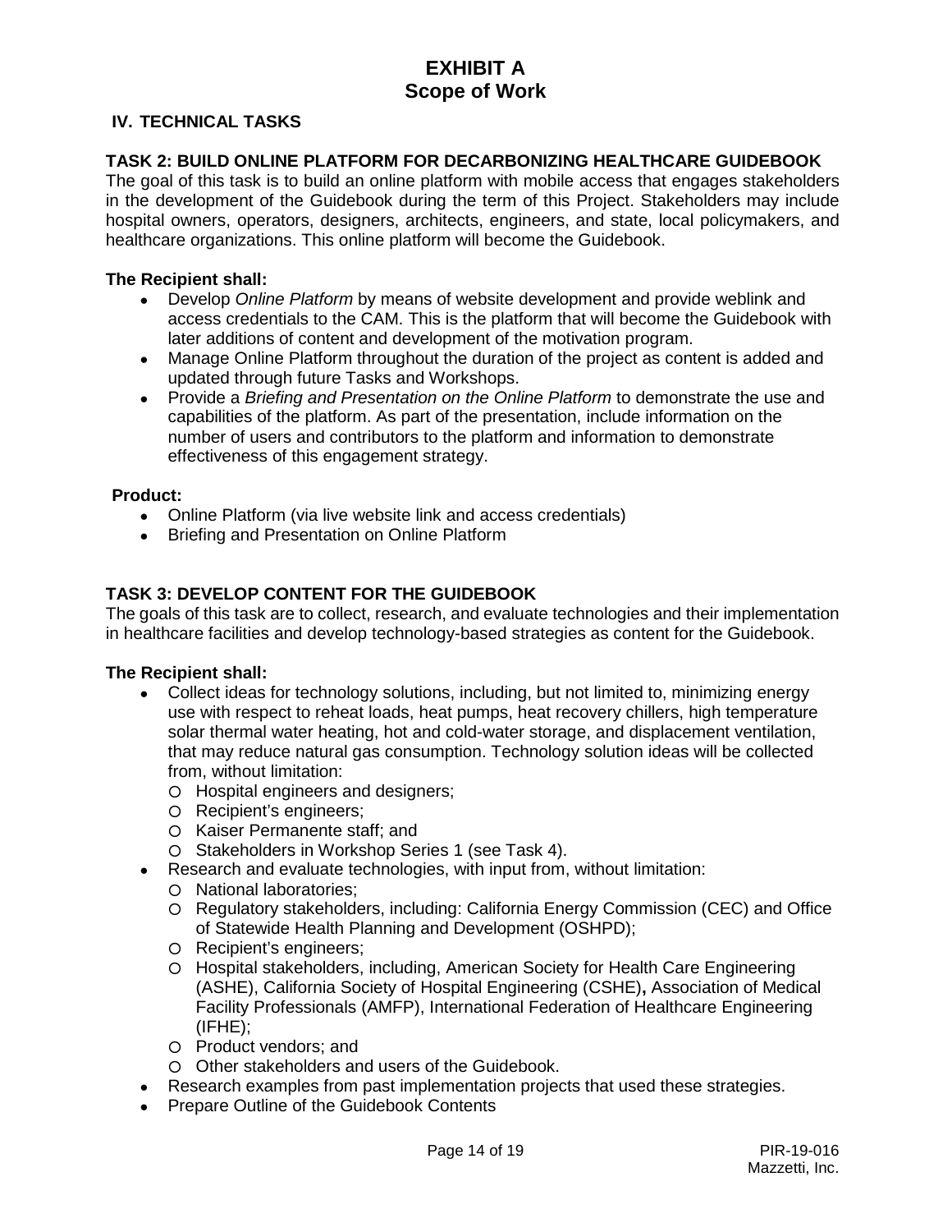# EXHIBIT A
# Scope of Work

## IV. TECHNICAL TASKS

### TASK 2: BUILD ONLINE PLATFORM FOR DECARBONIZING HEALTHCARE GUIDEBOOK

The goal of this task is to build an online platform with mobile access that engages stakeholders in the development of the Guidebook during the term of this Project. Stakeholders may include hospital owners, operators, designers, architects, engineers, and state, local policymakers, and healthcare organizations. This online platform will become the Guidebook.

**The Recipient shall:**

- Develop *Online Platform* by means of website development and provide weblink and access credentials to the CAM. This is the platform that will become the Guidebook with later additions of content and development of the motivation program.
- Manage Online Platform throughout the duration of the project as content is added and updated through future Tasks and Workshops.
- Provide a *Briefing and Presentation on the Online Platform* to demonstrate the use and capabilities of the platform. As part of the presentation, include information on the number of users and contributors to the platform and information to demonstrate effectiveness of this engagement strategy.

**Product:**

- Online Platform (via live website link and access credentials)
- Briefing and Presentation on Online Platform

### TASK 3: DEVELOP CONTENT FOR THE GUIDEBOOK

The goals of this task are to collect, research, and evaluate technologies and their implementation in healthcare facilities and develop technology-based strategies as content for the Guidebook.

**The Recipient shall:**

- Collect ideas for technology solutions, including, but not limited to, minimizing energy use with respect to reheat loads, heat pumps, heat recovery chillers, high temperature solar thermal water heating, hot and cold-water storage, and displacement ventilation, that may reduce natural gas consumption. Technology solution ideas will be collected from, without limitation:
  - Hospital engineers and designers;
  - Recipient's engineers;
  - Kaiser Permanente staff; and
  - Stakeholders in Workshop Series 1 (see Task 4).
- Research and evaluate technologies, with input from, without limitation:
  - National laboratories;
  - Regulatory stakeholders, including: California Energy Commission (CEC) and Office of Statewide Health Planning and Development (OSHPD);
  - Recipient's engineers;
  - Hospital stakeholders, including, American Society for Health Care Engineering (ASHE), California Society of Hospital Engineering (CSHE)**,** Association of Medical Facility Professionals (AMFP), International Federation of Healthcare Engineering (IFHE);
  - Product vendors; and
  - Other stakeholders and users of the Guidebook.
- Research examples from past implementation projects that used these strategies.
- Prepare Outline of the Guidebook Contents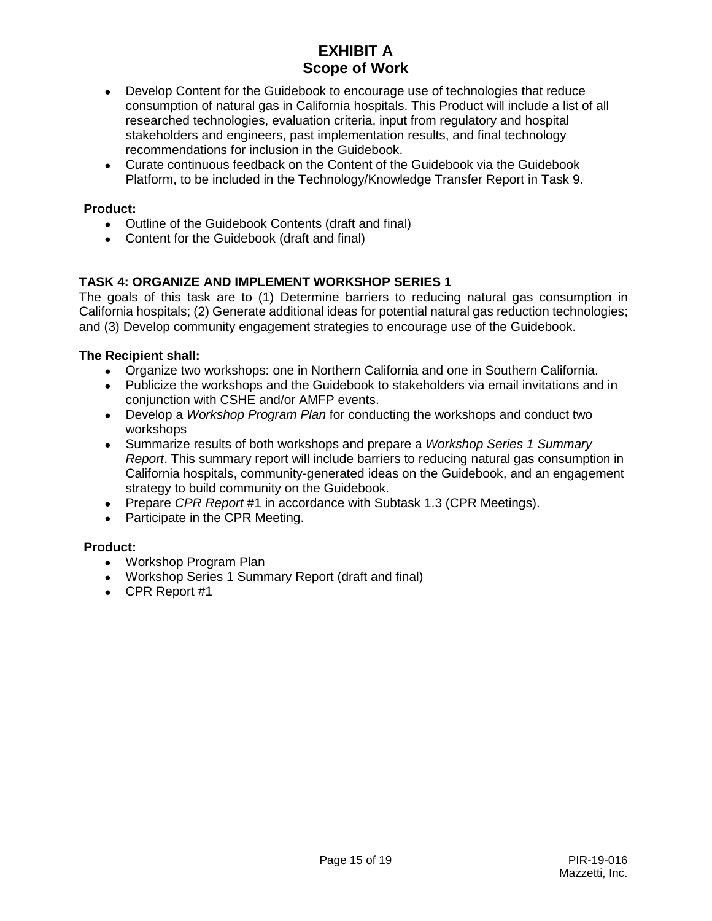- Develop Content for the Guidebook to encourage use of technologies that reduce consumption of natural gas in California hospitals. This Product will include a list of all researched technologies, evaluation criteria, input from regulatory and hospital stakeholders and engineers, past implementation results, and final technology recommendations for inclusion in the Guidebook.
- Curate continuous feedback on the Content of the Guidebook via the Guidebook Platform, to be included in the Technology/Knowledge Transfer Report in Task 9.

**Product:**

- Outline of the Guidebook Contents (draft and final)
- Content for the Guidebook (draft and final)

### TASK 4: ORGANIZE AND IMPLEMENT WORKSHOP SERIES 1

The goals of this task are to (1) Determine barriers to reducing natural gas consumption in California hospitals; (2) Generate additional ideas for potential natural gas reduction technologies; and (3) Develop community engagement strategies to encourage use of the Guidebook.

**The Recipient shall:**

- Organize two workshops: one in Northern California and one in Southern California.
- Publicize the workshops and the Guidebook to stakeholders via email invitations and in conjunction with CSHE and/or AMFP events.
- Develop a *Workshop Program Plan* for conducting the workshops and conduct two workshops
- Summarize results of both workshops and prepare a *Workshop Series 1 Summary Report*. This summary report will include barriers to reducing natural gas consumption in California hospitals, community-generated ideas on the Guidebook, and an engagement strategy to build community on the Guidebook.
- Prepare *CPR Report* #1 in accordance with Subtask 1.3 (CPR Meetings).
- Participate in the CPR Meeting.

**Product:**

- Workshop Program Plan
- Workshop Series 1 Summary Report (draft and final)
- CPR Report #1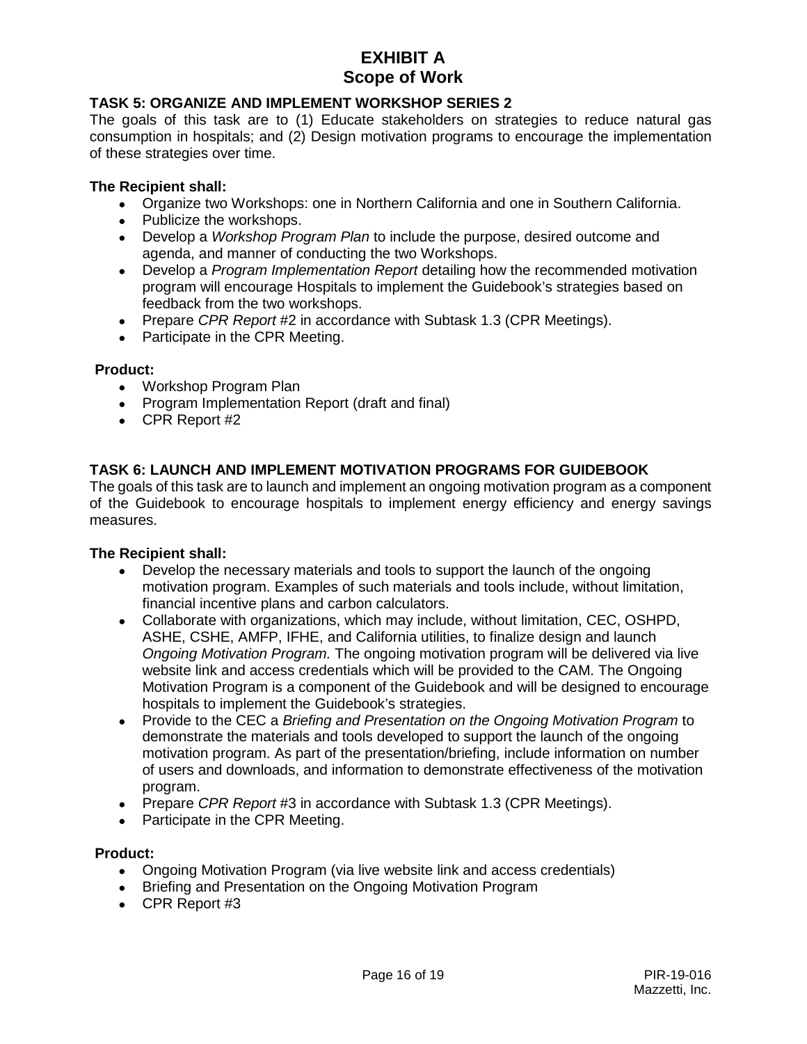## TASK 5: ORGANIZE AND IMPLEMENT WORKSHOP SERIES 2

The goals of this task are to (1) Educate stakeholders on strategies to reduce natural gas consumption in hospitals; and (2) Design motivation programs to encourage the implementation of these strategies over time.

**The Recipient shall:**

- Organize two Workshops: one in Northern California and one in Southern California.
- Publicize the workshops.
- Develop a *Workshop Program Plan* to include the purpose, desired outcome and agenda, and manner of conducting the two Workshops.
- Develop a *Program Implementation Report* detailing how the recommended motivation program will encourage Hospitals to implement the Guidebook's strategies based on feedback from the two workshops.
- Prepare *CPR Report* #2 in accordance with Subtask 1.3 (CPR Meetings).
- Participate in the CPR Meeting.

**Product:**

- Workshop Program Plan
- Program Implementation Report (draft and final)
- CPR Report #2

## TASK 6: LAUNCH AND IMPLEMENT MOTIVATION PROGRAMS FOR GUIDEBOOK

The goals of this task are to launch and implement an ongoing motivation program as a component of the Guidebook to encourage hospitals to implement energy efficiency and energy savings measures.

**The Recipient shall:**

- Develop the necessary materials and tools to support the launch of the ongoing motivation program. Examples of such materials and tools include, without limitation, financial incentive plans and carbon calculators.
- Collaborate with organizations, which may include, without limitation, CEC, OSHPD, ASHE, CSHE, AMFP, IFHE, and California utilities, to finalize design and launch *Ongoing Motivation Program.* The ongoing motivation program will be delivered via live website link and access credentials which will be provided to the CAM. The Ongoing Motivation Program is a component of the Guidebook and will be designed to encourage hospitals to implement the Guidebook's strategies.
- Provide to the CEC a *Briefing and Presentation on the Ongoing Motivation Program* to demonstrate the materials and tools developed to support the launch of the ongoing motivation program. As part of the presentation/briefing, include information on number of users and downloads, and information to demonstrate effectiveness of the motivation program.
- Prepare *CPR Report* #3 in accordance with Subtask 1.3 (CPR Meetings).
- Participate in the CPR Meeting.

**Product:**

- Ongoing Motivation Program (via live website link and access credentials)
- Briefing and Presentation on the Ongoing Motivation Program
- CPR Report #3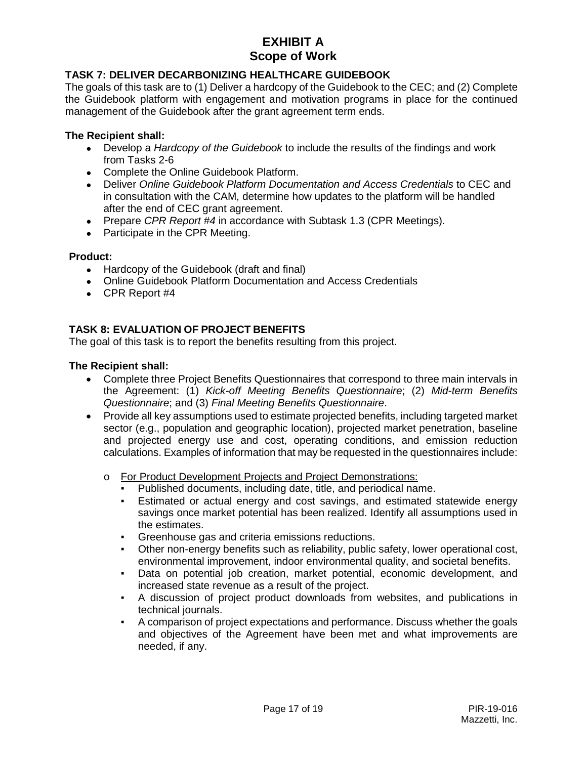# EXHIBIT A
## Scope of Work

### TASK 7: DELIVER DECARBONIZING HEALTHCARE GUIDEBOOK

The goals of this task are to (1) Deliver a hardcopy of the Guidebook to the CEC; and (2) Complete the Guidebook platform with engagement and motivation programs in place for the continued management of the Guidebook after the grant agreement term ends.

**The Recipient shall:**

- Develop a *Hardcopy of the Guidebook* to include the results of the findings and work from Tasks 2-6
- Complete the Online Guidebook Platform.
- Deliver *Online Guidebook Platform Documentation and Access Credentials* to CEC and in consultation with the CAM, determine how updates to the platform will be handled after the end of CEC grant agreement.
- Prepare *CPR Report #4* in accordance with Subtask 1.3 (CPR Meetings).
- Participate in the CPR Meeting.

**Product:**

- Hardcopy of the Guidebook (draft and final)
- Online Guidebook Platform Documentation and Access Credentials
- CPR Report #4

### TASK 8: EVALUATION OF PROJECT BENEFITS

The goal of this task is to report the benefits resulting from this project.

**The Recipient shall:**

- Complete three Project Benefits Questionnaires that correspond to three main intervals in the Agreement: (1) *Kick-off Meeting Benefits Questionnaire*; (2) *Mid-term Benefits Questionnaire*; and (3) *Final Meeting Benefits Questionnaire*.
- Provide all key assumptions used to estimate projected benefits, including targeted market sector (e.g., population and geographic location), projected market penetration, baseline and projected energy use and cost, operating conditions, and emission reduction calculations. Examples of information that may be requested in the questionnaires include:
  - For Product Development Projects and Project Demonstrations:
    - Published documents, including date, title, and periodical name.
    - Estimated or actual energy and cost savings, and estimated statewide energy savings once market potential has been realized. Identify all assumptions used in the estimates.
    - Greenhouse gas and criteria emissions reductions.
    - Other non-energy benefits such as reliability, public safety, lower operational cost, environmental improvement, indoor environmental quality, and societal benefits.
    - Data on potential job creation, market potential, economic development, and increased state revenue as a result of the project.
    - A discussion of project product downloads from websites, and publications in technical journals.
    - A comparison of project expectations and performance. Discuss whether the goals and objectives of the Agreement have been met and what improvements are needed, if any.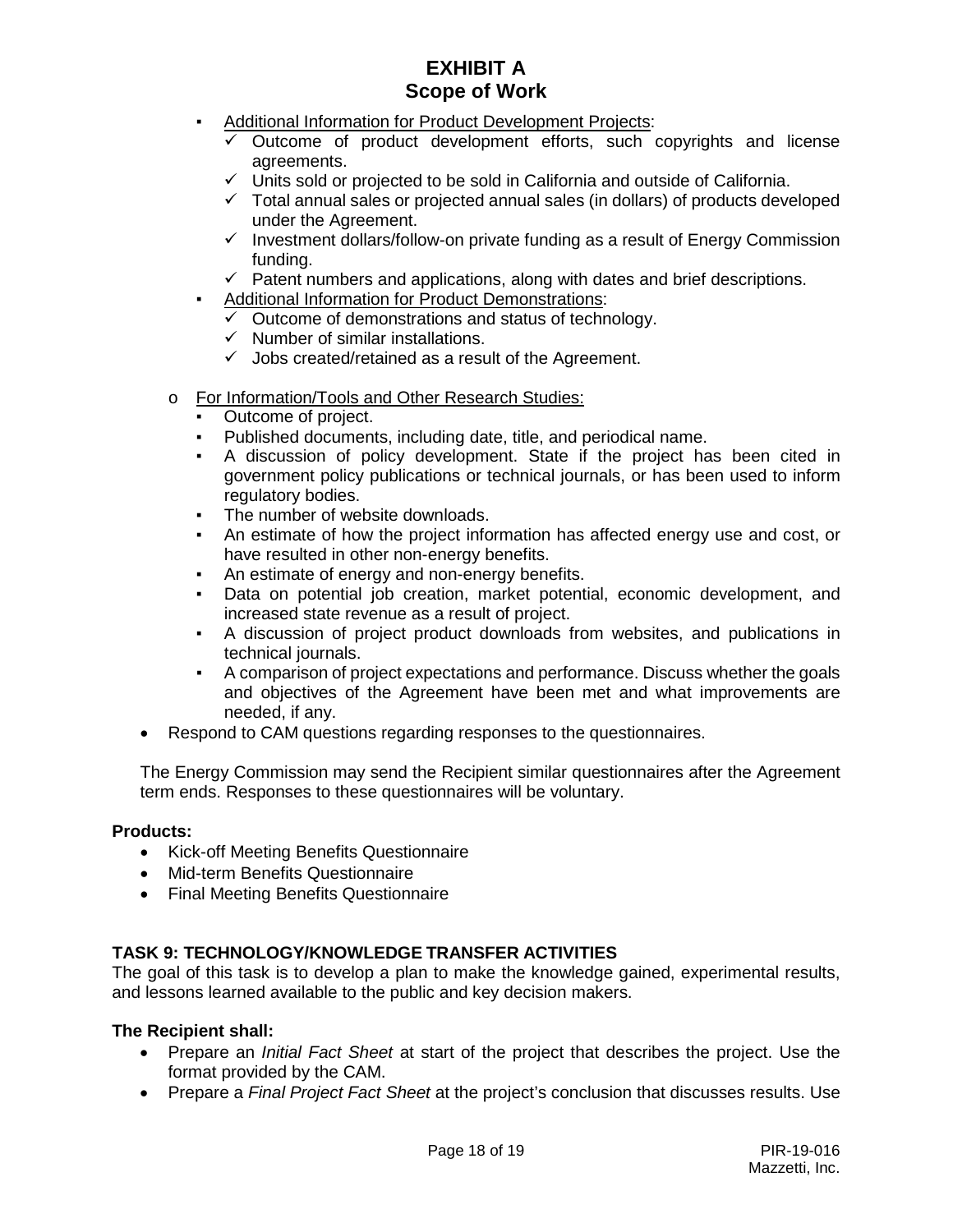- Additional Information for Product Development Projects:
  - ✓ Outcome of product development efforts, such copyrights and license agreements.
  - ✓ Units sold or projected to be sold in California and outside of California.
  - ✓ Total annual sales or projected annual sales (in dollars) of products developed under the Agreement.
  - ✓ Investment dollars/follow-on private funding as a result of Energy Commission funding.
  - ✓ Patent numbers and applications, along with dates and brief descriptions.
- Additional Information for Product Demonstrations:
  - ✓ Outcome of demonstrations and status of technology.
  - ✓ Number of similar installations.
  - ✓ Jobs created/retained as a result of the Agreement.

- For Information/Tools and Other Research Studies:
  - Outcome of project.
  - Published documents, including date, title, and periodical name.
  - A discussion of policy development. State if the project has been cited in government policy publications or technical journals, or has been used to inform regulatory bodies.
  - The number of website downloads.
  - An estimate of how the project information has affected energy use and cost, or have resulted in other non-energy benefits.
  - An estimate of energy and non-energy benefits.
  - Data on potential job creation, market potential, economic development, and increased state revenue as a result of project.
  - A discussion of project product downloads from websites, and publications in technical journals.
  - A comparison of project expectations and performance. Discuss whether the goals and objectives of the Agreement have been met and what improvements are needed, if any.
- Respond to CAM questions regarding responses to the questionnaires.

The Energy Commission may send the Recipient similar questionnaires after the Agreement term ends. Responses to these questionnaires will be voluntary.

**Products:**
- Kick-off Meeting Benefits Questionnaire
- Mid-term Benefits Questionnaire
- Final Meeting Benefits Questionnaire

**TASK 9: TECHNOLOGY/KNOWLEDGE TRANSFER ACTIVITIES**

The goal of this task is to develop a plan to make the knowledge gained, experimental results, and lessons learned available to the public and key decision makers.

**The Recipient shall:**
- Prepare an *Initial Fact Sheet* at start of the project that describes the project. Use the format provided by the CAM.
- Prepare a *Final Project Fact Sheet* at the project's conclusion that discusses results. Use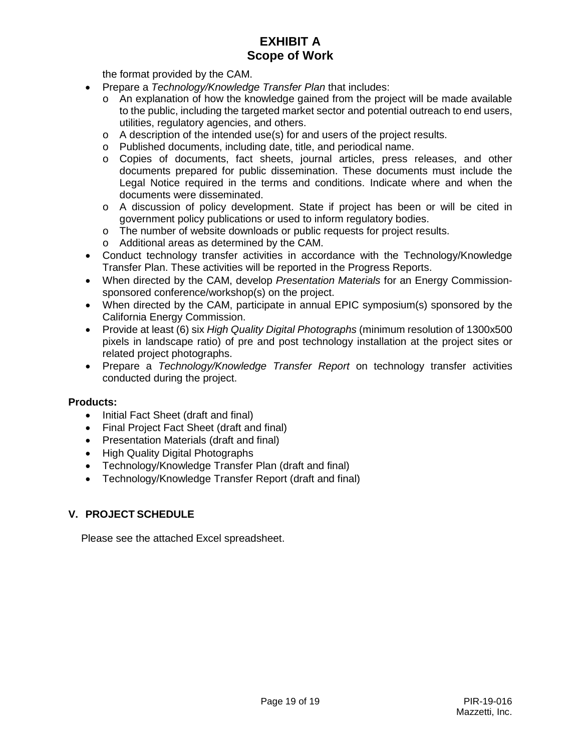the format provided by the CAM.

- Prepare a *Technology/Knowledge Transfer Plan* that includes:
    - An explanation of how the knowledge gained from the project will be made available to the public, including the targeted market sector and potential outreach to end users, utilities, regulatory agencies, and others.
    - A description of the intended use(s) for and users of the project results.
    - Published documents, including date, title, and periodical name.
    - Copies of documents, fact sheets, journal articles, press releases, and other documents prepared for public dissemination. These documents must include the Legal Notice required in the terms and conditions. Indicate where and when the documents were disseminated.
    - A discussion of policy development. State if project has been or will be cited in government policy publications or used to inform regulatory bodies.
    - The number of website downloads or public requests for project results.
    - Additional areas as determined by the CAM.
- Conduct technology transfer activities in accordance with the Technology/Knowledge Transfer Plan. These activities will be reported in the Progress Reports.
- When directed by the CAM, develop *Presentation Materials* for an Energy Commission-sponsored conference/workshop(s) on the project.
- When directed by the CAM, participate in annual EPIC symposium(s) sponsored by the California Energy Commission.
- Provide at least (6) six *High Quality Digital Photographs* (minimum resolution of 1300x500 pixels in landscape ratio) of pre and post technology installation at the project sites or related project photographs.
- Prepare a *Technology/Knowledge Transfer Report* on technology transfer activities conducted during the project.

**Products:**

- Initial Fact Sheet (draft and final)
- Final Project Fact Sheet (draft and final)
- Presentation Materials (draft and final)
- High Quality Digital Photographs
- Technology/Knowledge Transfer Plan (draft and final)
- Technology/Knowledge Transfer Report (draft and final)

## V. PROJECT SCHEDULE

Please see the attached Excel spreadsheet.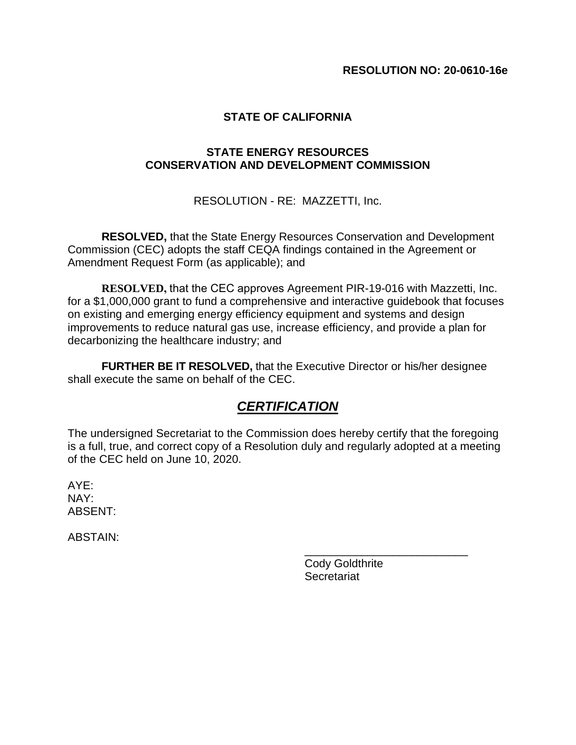**RESOLUTION NO: 20-0610-16e**

**STATE OF CALIFORNIA**

**STATE ENERGY RESOURCES CONSERVATION AND DEVELOPMENT COMMISSION**

RESOLUTION - RE: MAZZETTI, Inc.

**RESOLVED,** that the State Energy Resources Conservation and Development Commission (CEC) adopts the staff CEQA findings contained in the Agreement or Amendment Request Form (as applicable); and

**RESOLVED,** that the CEC approves Agreement PIR-19-016 with Mazzetti, Inc. for a $1,000,000 grant to fund a comprehensive and interactive guidebook that focuses on existing and emerging energy efficiency equipment and systems and design improvements to reduce natural gas use, increase efficiency, and provide a plan for decarbonizing the healthcare industry; and

**FURTHER BE IT RESOLVED,** that the Executive Director or his/her designee shall execute the same on behalf of the CEC.

## ***CERTIFICATION***

The undersigned Secretariat to the Commission does hereby certify that the foregoing is a full, true, and correct copy of a Resolution duly and regularly adopted at a meeting of the CEC held on June 10, 2020.

AYE:
NAY:
ABSENT:

ABSTAIN:

___________________________
Cody Goldthrite
Secretariat